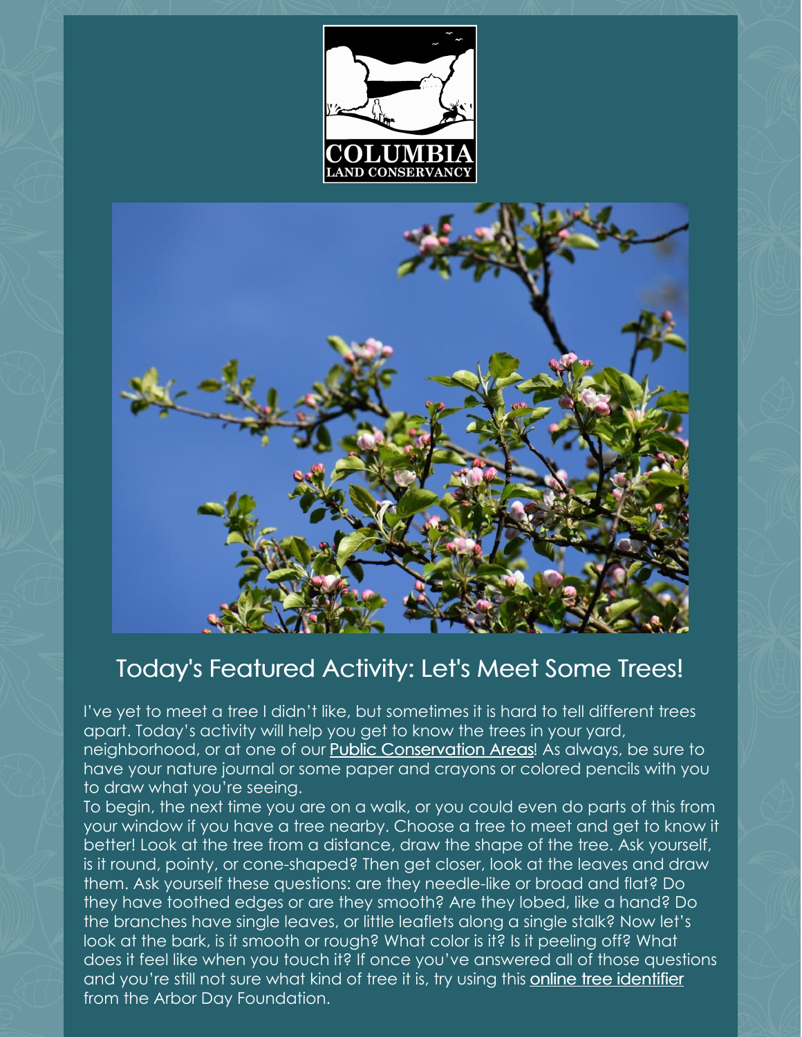## Today's Featured Activity: Let's Meet Some Trees!

I've yet to meet a tree I didn't like, but sometimes it is hard to tell different trees apart. Today's activity will help you get to know the trees in your yard, neighborhood, or at one of our Public Conservation Areas! As always, be sure to have your nature journal or some paper and crayons or colored pencils with you to draw what you're seeing.

To begin, the next time you are on a walk, or you could even do parts of this from your window if you have a tree nearby. Choose a tree to meet and get to know it better! Look at the tree from a distance, draw the shape of the tree. Ask yourself, is it round, pointy, or cone-shaped? Then get closer, look at the leaves and draw them. Ask yourself these questions: are they needle-like or broad and flat? Do they have toothed edges or are they smooth? Are they lobed, like a hand? Do the branches have single leaves, or little leaflets along a single stalk? Now let's look at the bark, is it smooth or rough? What color is it? Is it peeling off? What does it feel like when you touch it? If once you've answered all of those questions and you're still not sure what kind of tree it is, try using this online tree identifier from the Arbor Day Foundation.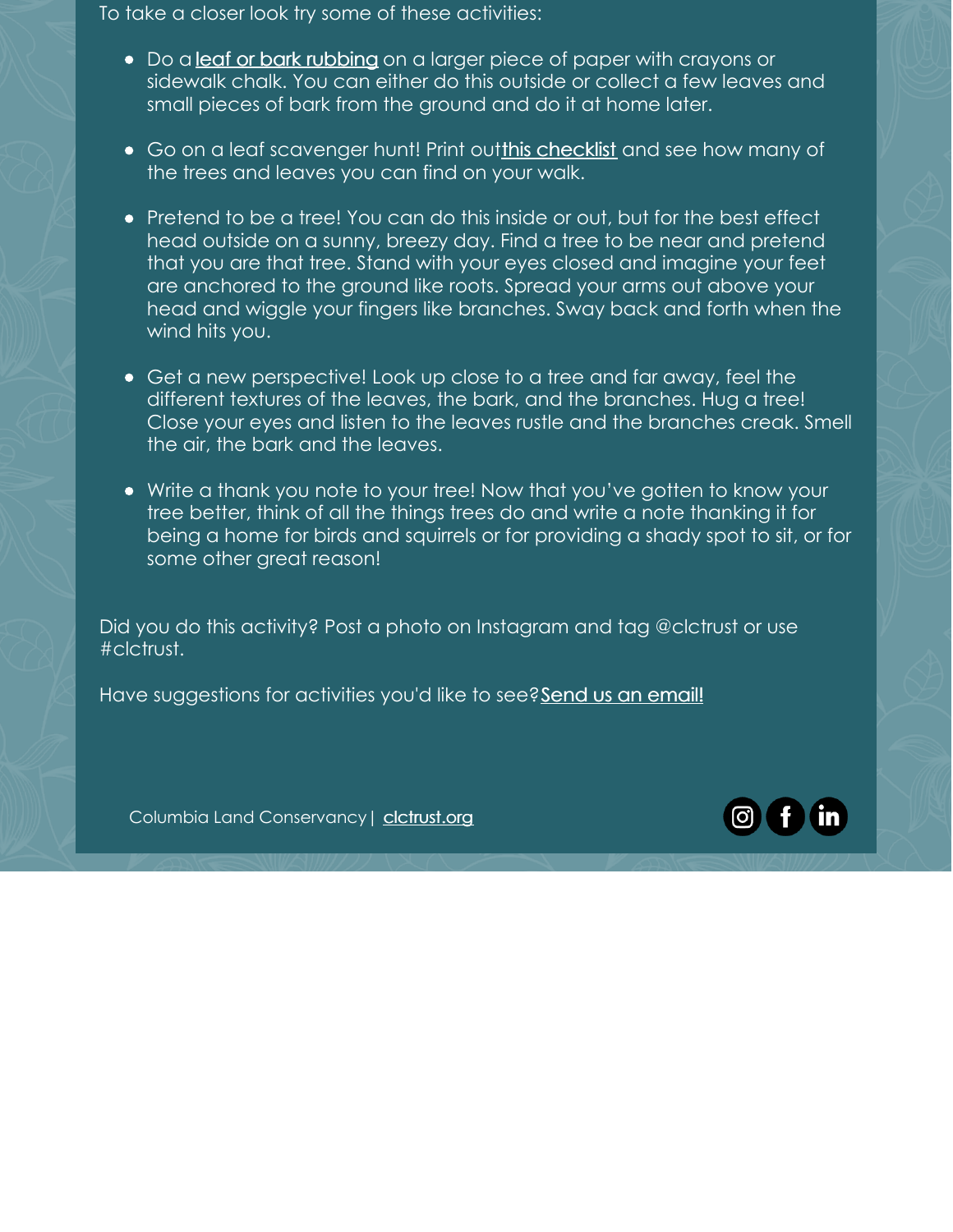To take a closer look try some of these activities:

- Do a leaf or bark rubbing on a larger piece of paper with crayons or sidewalk chalk. You can either do this outside or collect a few leaves and small pieces of bark from the ground and do it at home later.
- Go on a leaf scavenger hunt! Print outthis checklist and see how many of the trees and leaves you can find on your walk.
- Pretend to be a tree! You can do this inside or out, but for the best effect head outside on a sunny, breezy day. Find a tree to be near and pretend that you are that tree. Stand with your eyes closed and imagine your feet are anchored to the ground like roots. Spread your arms out above your head and wiggle your fingers like branches. Sway back and forth when the wind hits you.
- Get a new perspective! Look up close to a tree and far away, feel the different textures of the leaves, the bark, and the branches. Hug a tree! Close your eyes and listen to the leaves rustle and the branches creak. Smell the air, the bark and the leaves.
- Write a thank you note to your tree! Now that you've gotten to know your tree better, think of all the things trees do and write a note thanking it for being a home for birds and squirrels or for providing a shady spot to sit, or for some other great reason!

Did you do this activity? Post a photo on Instagram and tag @clctrust or use #clctrust.

Have suggestions for activities you'd like to see?Send us an email!

Columbia Land Conservancy | clctrust.org